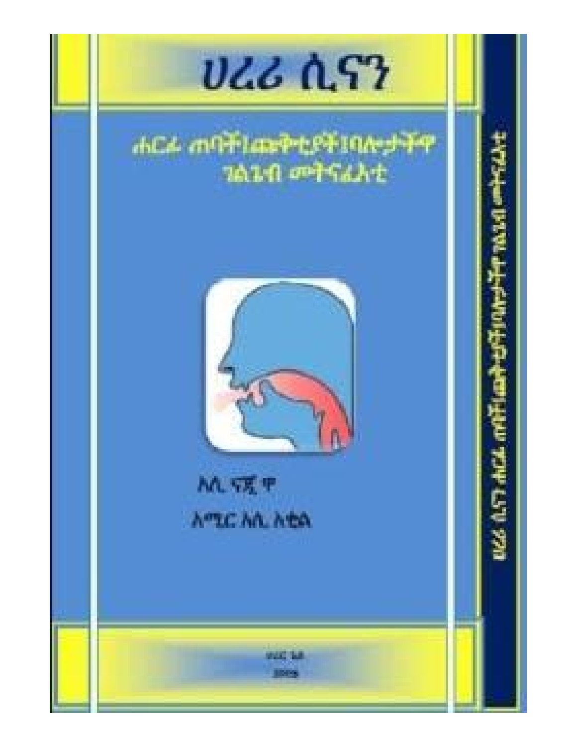# ሀረሪ ሲናን

ሐርፉ ጠባችꞏጨቅቲያችꞏበሉታችዋ ገልጌብ መትናፊአቲ

ኣሊ ናጂ ዋ

አሚር ኣሊ ኣቂል

ሀረር ጌይ

2009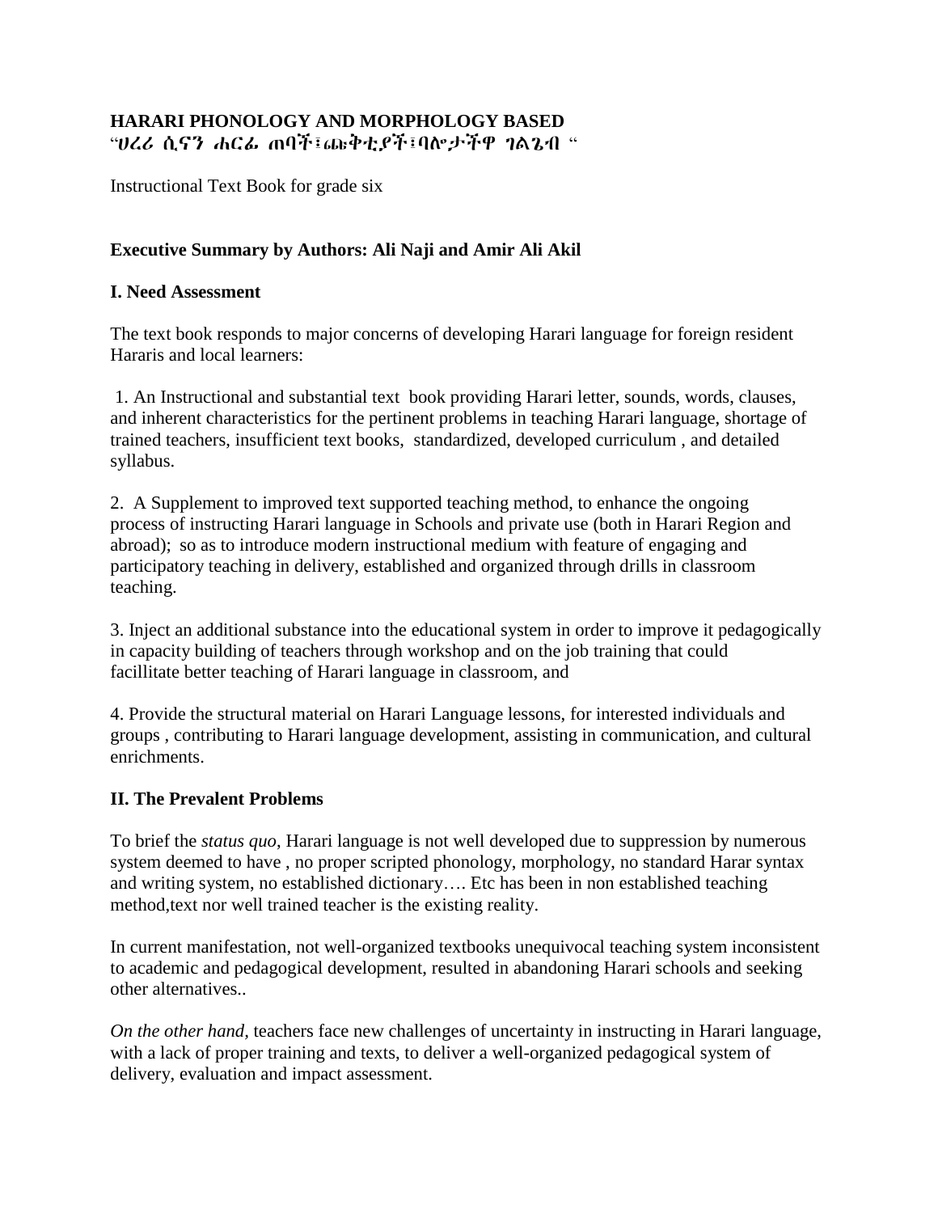**HARARI PHONOLOGY AND MORPHOLOGY BASED**
**"ሀረሪ ሲናን ሐርፊ ጠባች፣ፌቅቲያች፣ባሎታችዋ ገልጌብ "**

Instructional Text Book for grade six

**Executive Summary by Authors: Ali Naji and Amir Ali Akil**

**I. Need Assessment**

The text book responds to major concerns of developing Harari language for foreign resident Hararis and local learners:

1. An Instructional and substantial text book providing Harari letter, sounds, words, clauses, and inherent characteristics for the pertinent problems in teaching Harari language, shortage of trained teachers, insufficient text books, standardized, developed curriculum , and detailed syllabus.

2. A Supplement to improved text supported teaching method, to enhance the ongoing process of instructing Harari language in Schools and private use (both in Harari Region and abroad); so as to introduce modern instructional medium with feature of engaging and participatory teaching in delivery, established and organized through drills in classroom teaching.

3. Inject an additional substance into the educational system in order to improve it pedagogically in capacity building of teachers through workshop and on the job training that could facillitate better teaching of Harari language in classroom, and

4. Provide the structural material on Harari Language lessons, for interested individuals and groups , contributing to Harari language development, assisting in communication, and cultural enrichments.

**II. The Prevalent Problems**

To brief the *status quo*, Harari language is not well developed due to suppression by numerous system deemed to have , no proper scripted phonology, morphology, no standard Harar syntax and writing system, no established dictionary…. Etc has been in non established teaching method,text nor well trained teacher is the existing reality.

In current manifestation, not well-organized textbooks unequivocal teaching system inconsistent to academic and pedagogical development, resulted in abandoning Harari schools and seeking other alternatives..

*On the other hand,* teachers face new challenges of uncertainty in instructing in Harari language, with a lack of proper training and texts, to deliver a well-organized pedagogical system of delivery, evaluation and impact assessment.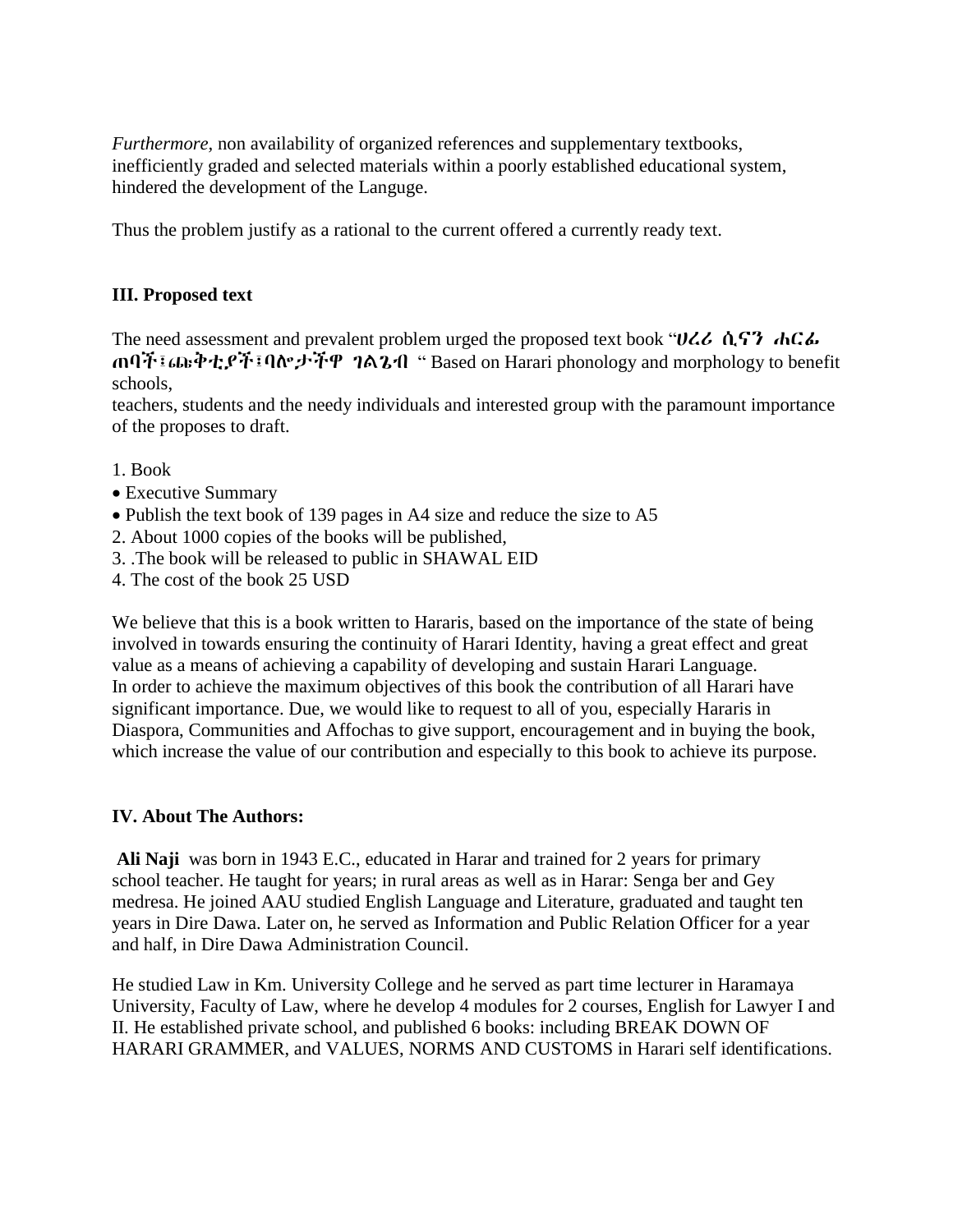*Furthermore*, non availability of organized references and supplementary textbooks, inefficiently graded and selected materials within a poorly established educational system, hindered the development of the Languge.

Thus the problem justify as a rational to the current offered a currently ready text.

### III. Proposed text

The need assessment and prevalent problem urged the proposed text book "**ሀረሪ ሲናን ሐርፊ ጠባች፤ጨቅቲያች፤ባሎታችዋ ገልጌብ** " Based on Harari phonology and morphology to benefit schools,
teachers, students and the needy individuals and interested group with the paramount importance of the proposes to draft.

1. Book
- Executive Summary
- Publish the text book of 139 pages in A4 size and reduce the size to A5
2. About 1000 copies of the books will be published,
3. .The book will be released to public in SHAWAL EID
4. The cost of the book 25 USD

We believe that this is a book written to Hararis, based on the importance of the state of being involved in towards ensuring the continuity of Harari Identity, having a great effect and great value as a means of achieving a capability of developing and sustain Harari Language.
In order to achieve the maximum objectives of this book the contribution of all Harari have significant importance. Due, we would like to request to all of you, especially Hararis in Diaspora, Communities and Affochas to give support, encouragement and in buying the book, which increase the value of our contribution and especially to this book to achieve its purpose.

### IV. About The Authors:

**Ali Naji** was born in 1943 E.C., educated in Harar and trained for 2 years for primary school teacher. He taught for years; in rural areas as well as in Harar: Senga ber and Gey medresa. He joined AAU studied English Language and Literature, graduated and taught ten years in Dire Dawa. Later on, he served as Information and Public Relation Officer for a year and half, in Dire Dawa Administration Council.

He studied Law in Km. University College and he served as part time lecturer in Haramaya University, Faculty of Law, where he develop 4 modules for 2 courses, English for Lawyer I and II. He established private school, and published 6 books: including BREAK DOWN OF HARARI GRAMMER, and VALUES, NORMS AND CUSTOMS in Harari self identifications.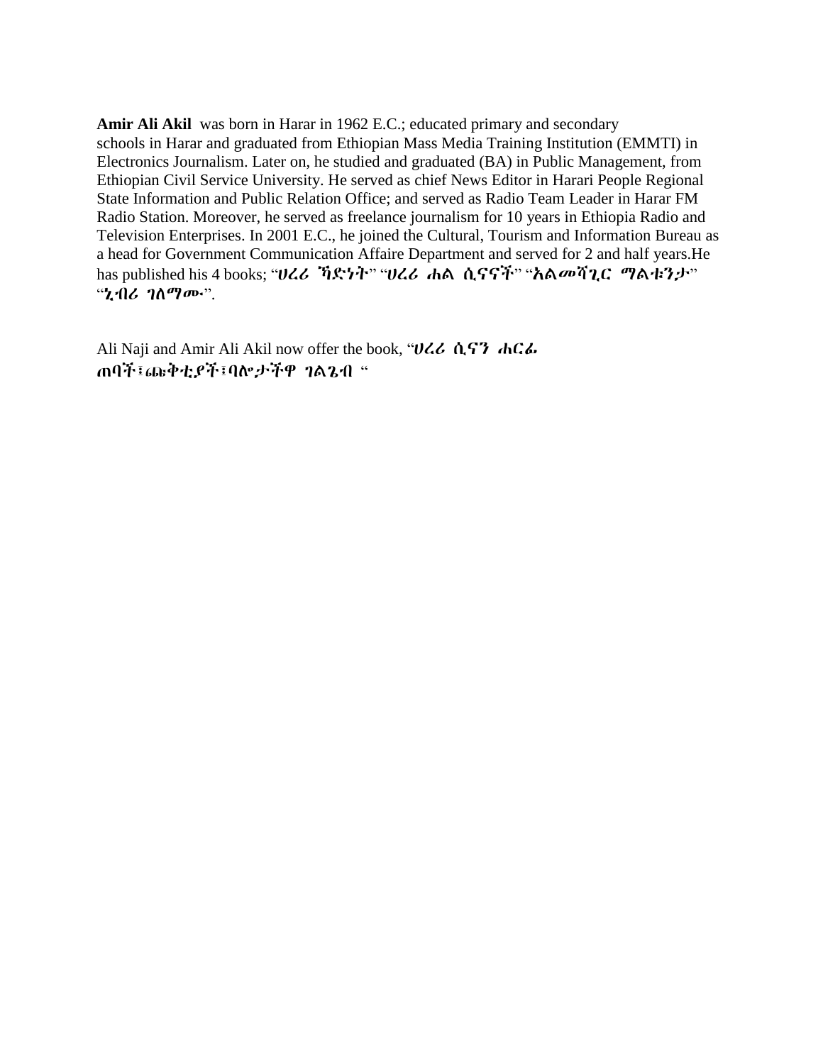**Amir Ali Akil** was born in Harar in 1962 E.C.; educated primary and secondary schools in Harar and graduated from Ethiopian Mass Media Training Institution (EMMTI) in Electronics Journalism. Later on, he studied and graduated (BA) in Public Management, from Ethiopian Civil Service University. He served as chief News Editor in Harari People Regional State Information and Public Relation Office; and served as Radio Team Leader in Harar FM Radio Station. Moreover, he served as freelance journalism for 10 years in Ethiopia Radio and Television Enterprises. In 2001 E.C., he joined the Cultural, Tourism and Information Bureau as a head for Government Communication Affaire Department and served for 2 and half years.He has published his 4 books; "***ሀረሪ ኻድነት***" "***ሀረሪ ሐል ሲናናች***" "***አልመሻጊር ማልቱንታ***" "***ኢብሪ ገለማሙ***".

Ali Naji and Amir Ali Akil now offer the book, "***ሀረሪ ሲናን ሐርፌ ጠባች፤ፌቅቲያች፤ባሎታችዋ ገልጌብ***"